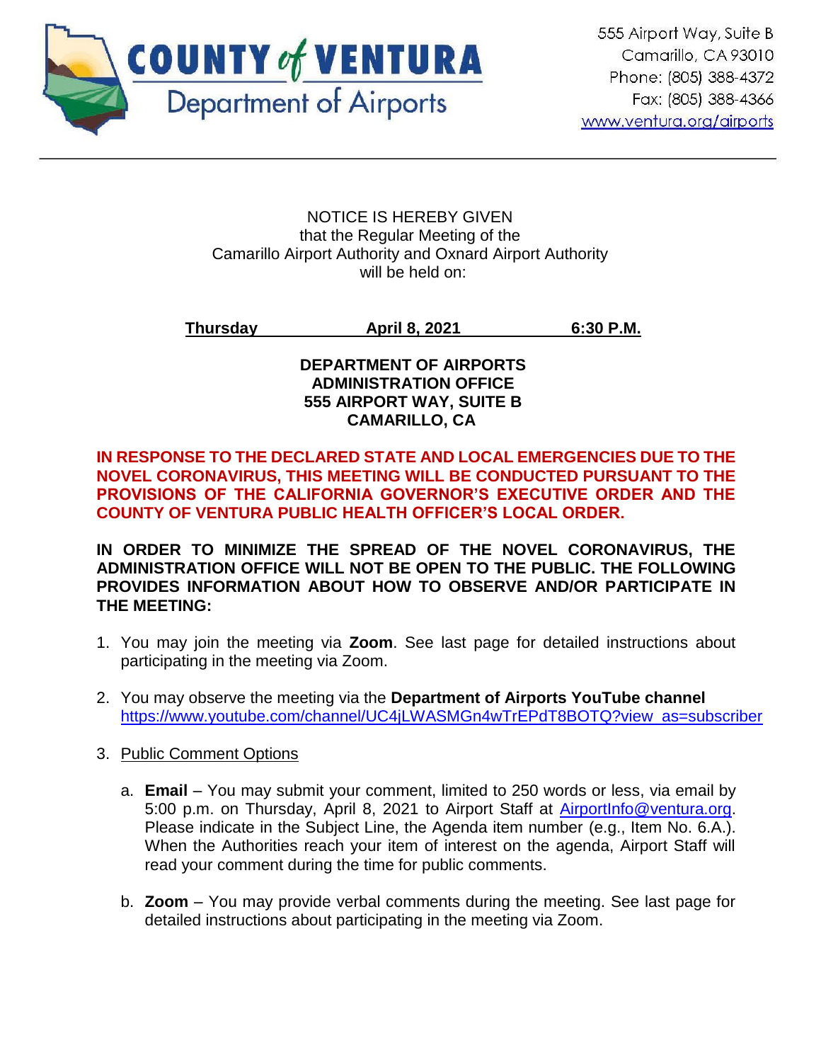# COUNTY of VENTURA
## Department of Airports

555 Airport Way, Suite B
Camarillo, CA 93010
Phone: (805) 388-4372
Fax: (805) 388-4366
www.ventura.org/airports

---

NOTICE IS HEREBY GIVEN
that the Regular Meeting of the
Camarillo Airport Authority and Oxnard Airport Authority
will be held on:

**Thursday** **April 8, 2021** **6:30 P.M.**

**DEPARTMENT OF AIRPORTS**
**ADMINISTRATION OFFICE**
**555 AIRPORT WAY, SUITE B**
**CAMARILLO, CA**

**IN RESPONSE TO THE DECLARED STATE AND LOCAL EMERGENCIES DUE TO THE NOVEL CORONAVIRUS, THIS MEETING WILL BE CONDUCTED PURSUANT TO THE PROVISIONS OF THE CALIFORNIA GOVERNOR'S EXECUTIVE ORDER AND THE COUNTY OF VENTURA PUBLIC HEALTH OFFICER'S LOCAL ORDER.**

**IN ORDER TO MINIMIZE THE SPREAD OF THE NOVEL CORONAVIRUS, THE ADMINISTRATION OFFICE WILL NOT BE OPEN TO THE PUBLIC. THE FOLLOWING PROVIDES INFORMATION ABOUT HOW TO OBSERVE AND/OR PARTICIPATE IN THE MEETING:**

1. You may join the meeting via **Zoom**. See last page for detailed instructions about participating in the meeting via Zoom.

2. You may observe the meeting via the **Department of Airports YouTube channel** https://www.youtube.com/channel/UC4jLWASMGn4wTrEPdT8BOTQ?view_as=subscriber

3. Public Comment Options

   a. **Email** – You may submit your comment, limited to 250 words or less, via email by 5:00 p.m. on Thursday, April 8, 2021 to Airport Staff at AirportInfo@ventura.org. Please indicate in the Subject Line, the Agenda item number (e.g., Item No. 6.A.). When the Authorities reach your item of interest on the agenda, Airport Staff will read your comment during the time for public comments.

   b. **Zoom** – You may provide verbal comments during the meeting. See last page for detailed instructions about participating in the meeting via Zoom.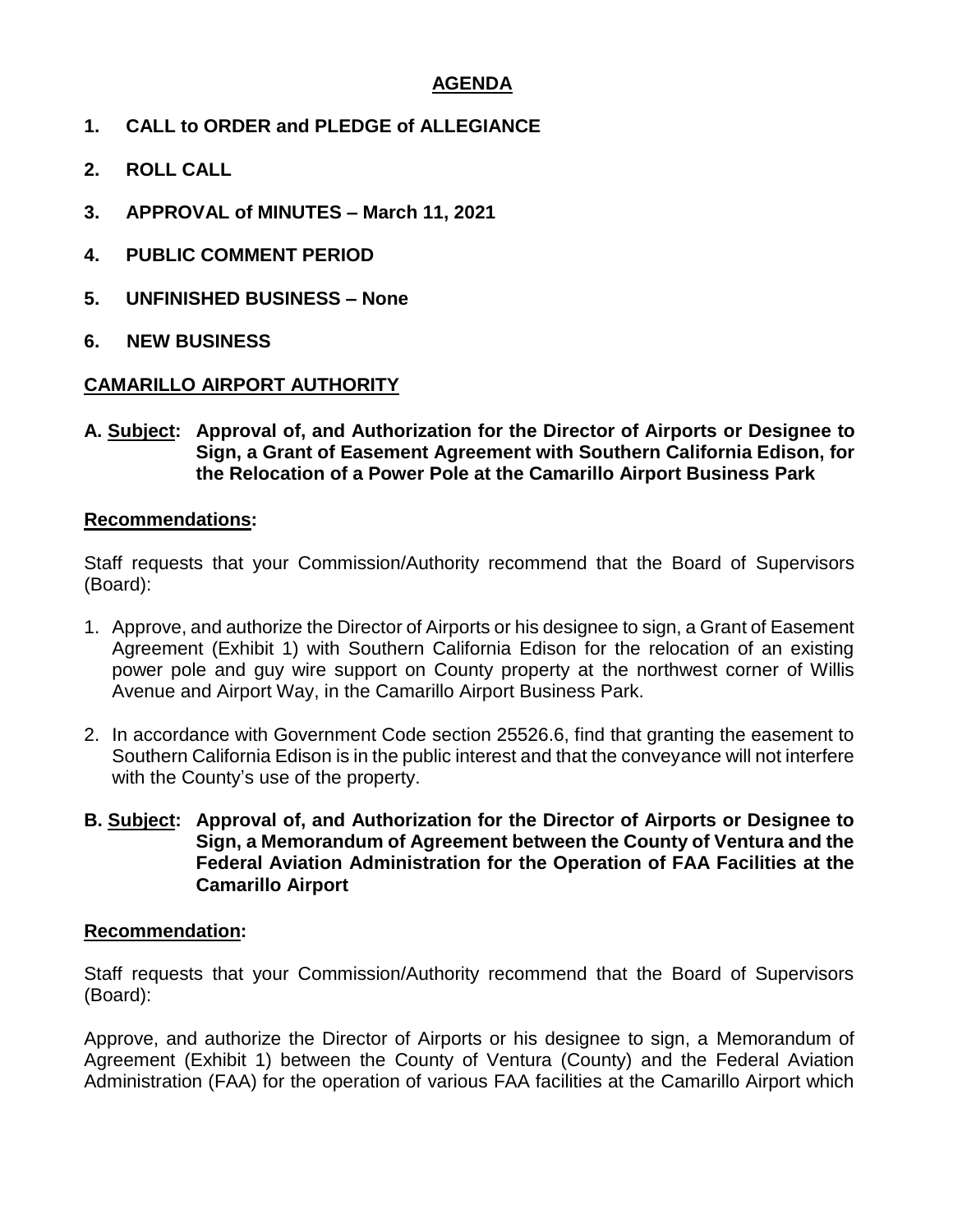# AGENDA

**1. CALL to ORDER and PLEDGE of ALLEGIANCE**

**2. ROLL CALL**

**3. APPROVAL of MINUTES – March 11, 2021**

**4. PUBLIC COMMENT PERIOD**

**5. UNFINISHED BUSINESS – None**

**6. NEW BUSINESS**

## CAMARILLO AIRPORT AUTHORITY

**A. Subject: Approval of, and Authorization for the Director of Airports or Designee to Sign, a Grant of Easement Agreement with Southern California Edison, for the Relocation of a Power Pole at the Camarillo Airport Business Park**

**Recommendations:**

Staff requests that your Commission/Authority recommend that the Board of Supervisors (Board):

1. Approve, and authorize the Director of Airports or his designee to sign, a Grant of Easement Agreement (Exhibit 1) with Southern California Edison for the relocation of an existing power pole and guy wire support on County property at the northwest corner of Willis Avenue and Airport Way, in the Camarillo Airport Business Park.

2. In accordance with Government Code section 25526.6, find that granting the easement to Southern California Edison is in the public interest and that the conveyance will not interfere with the County's use of the property.

**B. Subject: Approval of, and Authorization for the Director of Airports or Designee to Sign, a Memorandum of Agreement between the County of Ventura and the Federal Aviation Administration for the Operation of FAA Facilities at the Camarillo Airport**

**Recommendation:**

Staff requests that your Commission/Authority recommend that the Board of Supervisors (Board):

Approve, and authorize the Director of Airports or his designee to sign, a Memorandum of Agreement (Exhibit 1) between the County of Ventura (County) and the Federal Aviation Administration (FAA) for the operation of various FAA facilities at the Camarillo Airport which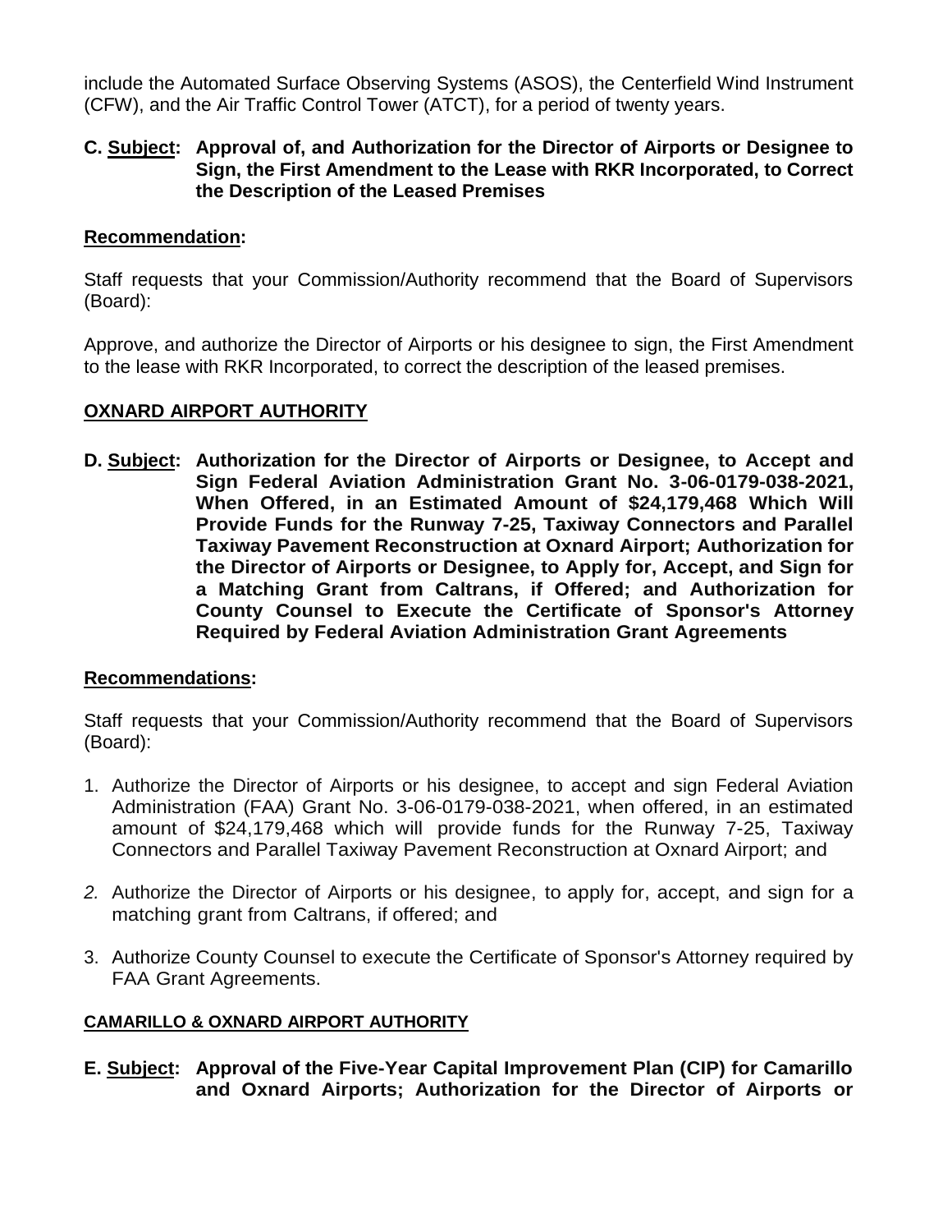include the Automated Surface Observing Systems (ASOS), the Centerfield Wind Instrument (CFW), and the Air Traffic Control Tower (ATCT), for a period of twenty years.

**C. Subject: Approval of, and Authorization for the Director of Airports or Designee to Sign, the First Amendment to the Lease with RKR Incorporated, to Correct the Description of the Leased Premises**

**Recommendation:**

Staff requests that your Commission/Authority recommend that the Board of Supervisors (Board):

Approve, and authorize the Director of Airports or his designee to sign, the First Amendment to the lease with RKR Incorporated, to correct the description of the leased premises.

## OXNARD AIRPORT AUTHORITY

**D. Subject: Authorization for the Director of Airports or Designee, to Accept and Sign Federal Aviation Administration Grant No. 3-06-0179-038-2021, When Offered, in an Estimated Amount of $24,179,468 Which Will Provide Funds for the Runway 7-25, Taxiway Connectors and Parallel Taxiway Pavement Reconstruction at Oxnard Airport; Authorization for the Director of Airports or Designee, to Apply for, Accept, and Sign for a Matching Grant from Caltrans, if Offered; and Authorization for County Counsel to Execute the Certificate of Sponsor's Attorney Required by Federal Aviation Administration Grant Agreements**

**Recommendations:**

Staff requests that your Commission/Authority recommend that the Board of Supervisors (Board):

1. Authorize the Director of Airports or his designee, to accept and sign Federal Aviation Administration (FAA) Grant No. 3-06-0179-038-2021, when offered, in an estimated amount of $24,179,468 which will provide funds for the Runway 7-25, Taxiway Connectors and Parallel Taxiway Pavement Reconstruction at Oxnard Airport; and
2. Authorize the Director of Airports or his designee, to apply for, accept, and sign for a matching grant from Caltrans, if offered; and
3. Authorize County Counsel to execute the Certificate of Sponsor's Attorney required by FAA Grant Agreements.

## CAMARILLO & OXNARD AIRPORT AUTHORITY

**E. Subject: Approval of the Five-Year Capital Improvement Plan (CIP) for Camarillo and Oxnard Airports; Authorization for the Director of Airports or**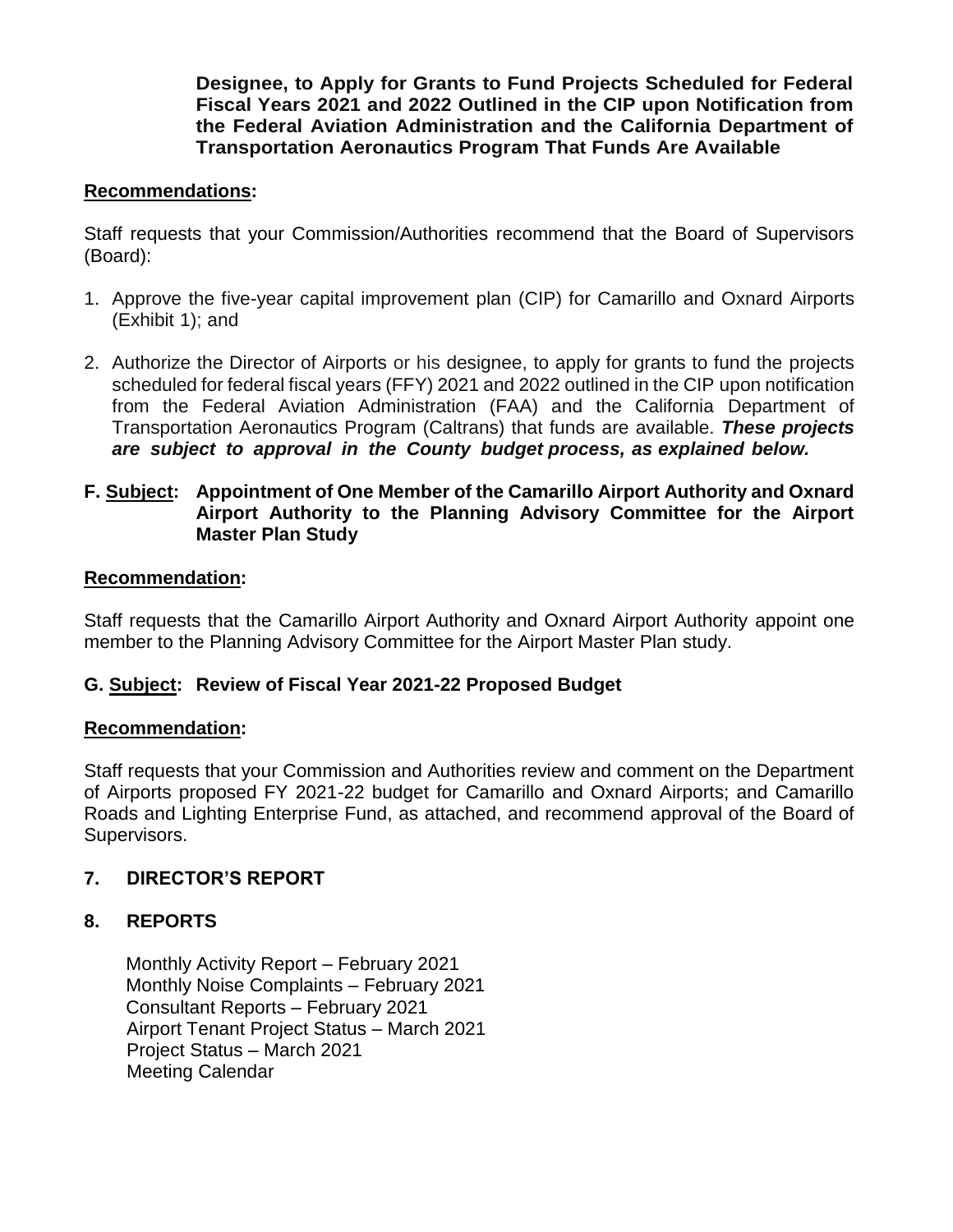**Designee, to Apply for Grants to Fund Projects Scheduled for Federal Fiscal Years 2021 and 2022 Outlined in the CIP upon Notification from the Federal Aviation Administration and the California Department of Transportation Aeronautics Program That Funds Are Available**

**Recommendations:**

Staff requests that your Commission/Authorities recommend that the Board of Supervisors (Board):

1. Approve the five-year capital improvement plan (CIP) for Camarillo and Oxnard Airports (Exhibit 1); and
2. Authorize the Director of Airports or his designee, to apply for grants to fund the projects scheduled for federal fiscal years (FFY) 2021 and 2022 outlined in the CIP upon notification from the Federal Aviation Administration (FAA) and the California Department of Transportation Aeronautics Program (Caltrans) that funds are available. ***These projects are subject to approval in the County budget process, as explained below.***

**F. Subject: Appointment of One Member of the Camarillo Airport Authority and Oxnard Airport Authority to the Planning Advisory Committee for the Airport Master Plan Study**

**Recommendation:**

Staff requests that the Camarillo Airport Authority and Oxnard Airport Authority appoint one member to the Planning Advisory Committee for the Airport Master Plan study.

**G. Subject: Review of Fiscal Year 2021-22 Proposed Budget**

**Recommendation:**

Staff requests that your Commission and Authorities review and comment on the Department of Airports proposed FY 2021-22 budget for Camarillo and Oxnard Airports; and Camarillo Roads and Lighting Enterprise Fund, as attached, and recommend approval of the Board of Supervisors.

## 7. DIRECTOR'S REPORT

## 8. REPORTS

Monthly Activity Report – February 2021
Monthly Noise Complaints – February 2021
Consultant Reports – February 2021
Airport Tenant Project Status – March 2021
Project Status – March 2021
Meeting Calendar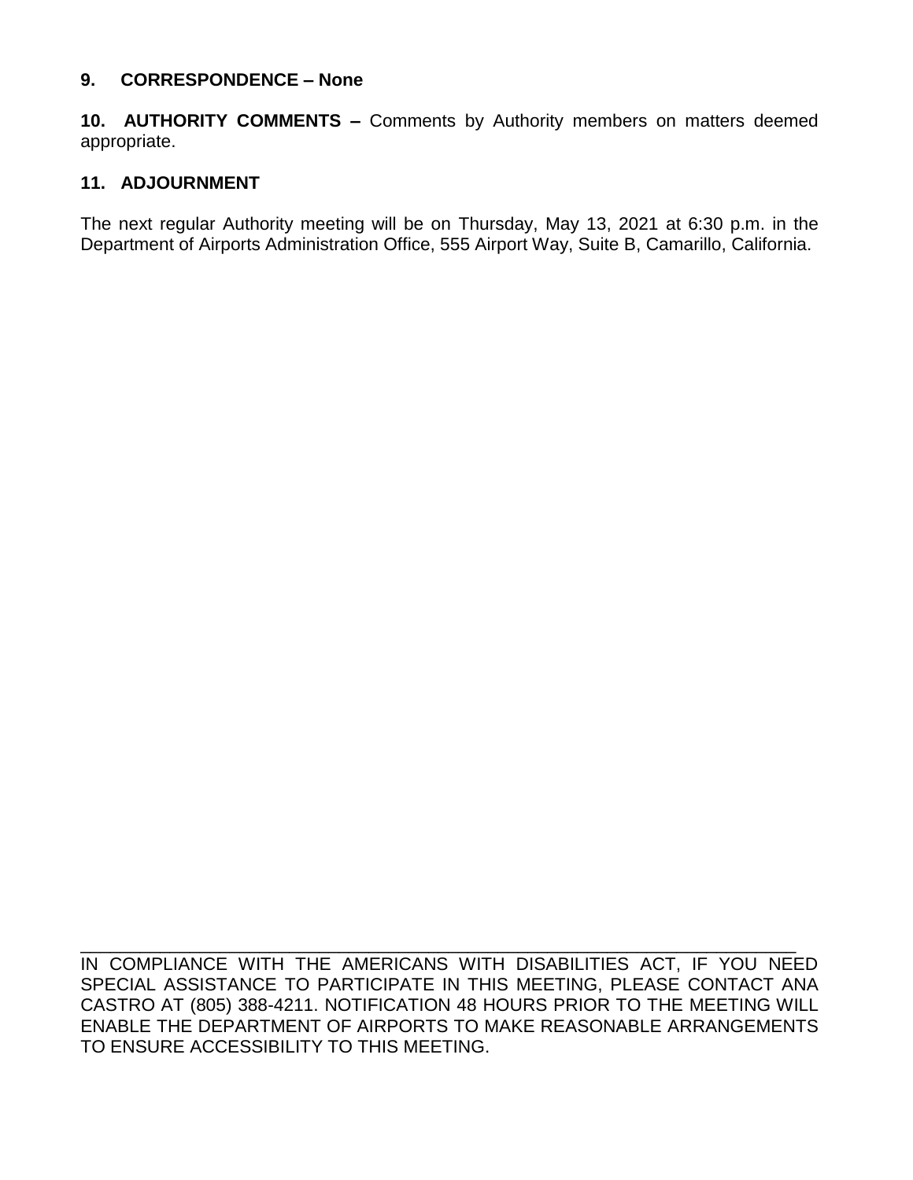**9. CORRESPONDENCE – None**

**10. AUTHORITY COMMENTS –** Comments by Authority members on matters deemed appropriate.

**11. ADJOURNMENT**

The next regular Authority meeting will be on Thursday, May 13, 2021 at 6:30 p.m. in the Department of Airports Administration Office, 555 Airport Way, Suite B, Camarillo, California.

---

IN COMPLIANCE WITH THE AMERICANS WITH DISABILITIES ACT, IF YOU NEED SPECIAL ASSISTANCE TO PARTICIPATE IN THIS MEETING, PLEASE CONTACT ANA CASTRO AT (805) 388-4211. NOTIFICATION 48 HOURS PRIOR TO THE MEETING WILL ENABLE THE DEPARTMENT OF AIRPORTS TO MAKE REASONABLE ARRANGEMENTS TO ENSURE ACCESSIBILITY TO THIS MEETING.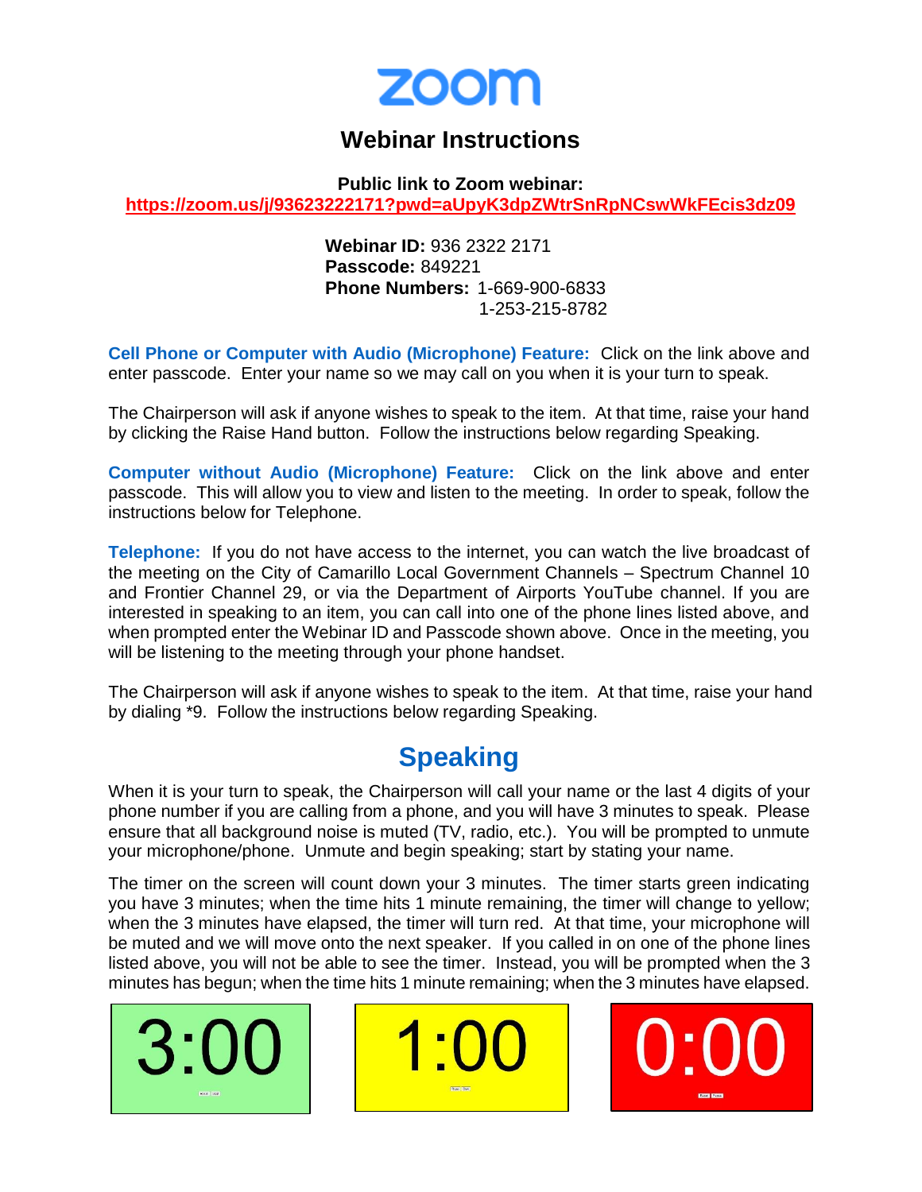zoom

# Webinar Instructions

**Public link to Zoom webinar:**
**https://zoom.us/j/93623222171?pwd=aUpyK3dpZWtrSnRpNCswWkFEcis3dz09**

**Webinar ID:** 936 2322 2171
**Passcode:** 849221
**Phone Numbers:** 1-669-900-6833
1-253-215-8782

**Cell Phone or Computer with Audio (Microphone) Feature:** Click on the link above and enter passcode. Enter your name so we may call on you when it is your turn to speak.

The Chairperson will ask if anyone wishes to speak to the item. At that time, raise your hand by clicking the Raise Hand button. Follow the instructions below regarding Speaking.

**Computer without Audio (Microphone) Feature:** Click on the link above and enter passcode. This will allow you to view and listen to the meeting. In order to speak, follow the instructions below for Telephone.

**Telephone:** If you do not have access to the internet, you can watch the live broadcast of the meeting on the City of Camarillo Local Government Channels – Spectrum Channel 10 and Frontier Channel 29, or via the Department of Airports YouTube channel. If you are interested in speaking to an item, you can call into one of the phone lines listed above, and when prompted enter the Webinar ID and Passcode shown above. Once in the meeting, you will be listening to the meeting through your phone handset.

The Chairperson will ask if anyone wishes to speak to the item. At that time, raise your hand by dialing *9. Follow the instructions below regarding Speaking.

## Speaking

When it is your turn to speak, the Chairperson will call your name or the last 4 digits of your phone number if you are calling from a phone, and you will have 3 minutes to speak. Please ensure that all background noise is muted (TV, radio, etc.). You will be prompted to unmute your microphone/phone. Unmute and begin speaking; start by stating your name.

The timer on the screen will count down your 3 minutes. The timer starts green indicating you have 3 minutes; when the time hits 1 minute remaining, the timer will change to yellow; when the 3 minutes have elapsed, the timer will turn red. At that time, your microphone will be muted and we will move onto the next speaker. If you called in on one of the phone lines listed above, you will not be able to see the timer. Instead, you will be prompted when the 3 minutes has begun; when the time hits 1 minute remaining; when the 3 minutes have elapsed.

3:00

1:00

0:00